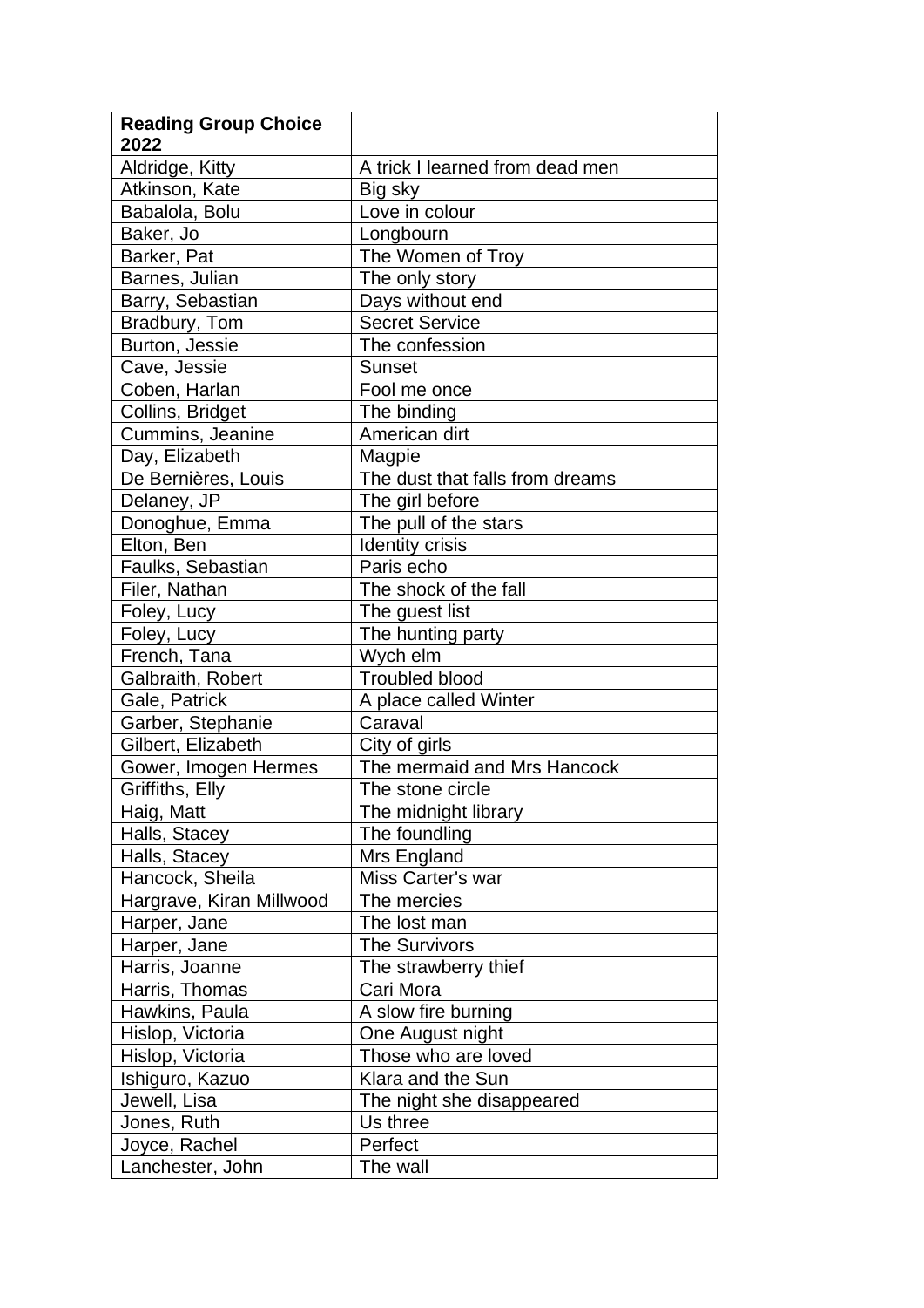| **Reading Group Choice 2022** | |
|---|---|
| Aldridge, Kitty | A trick I learned from dead men |
| Atkinson, Kate | Big sky |
| Babalola, Bolu | Love in colour |
| Baker, Jo | Longbourn |
| Barker, Pat | The Women of Troy |
| Barnes, Julian | The only story |
| Barry, Sebastian | Days without end |
| Bradbury, Tom | Secret Service |
| Burton, Jessie | The confession |
| Cave, Jessie | Sunset |
| Coben, Harlan | Fool me once |
| Collins, Bridget | The binding |
| Cummins, Jeanine | American dirt |
| Day, Elizabeth | Magpie |
| De Bernières, Louis | The dust that falls from dreams |
| Delaney, JP | The girl before |
| Donoghue, Emma | The pull of the stars |
| Elton, Ben | Identity crisis |
| Faulks, Sebastian | Paris echo |
| Filer, Nathan | The shock of the fall |
| Foley, Lucy | The guest list |
| Foley, Lucy | The hunting party |
| French, Tana | Wych elm |
| Galbraith, Robert | Troubled blood |
| Gale, Patrick | A place called Winter |
| Garber, Stephanie | Caraval |
| Gilbert, Elizabeth | City of girls |
| Gower, Imogen Hermes | The mermaid and Mrs Hancock |
| Griffiths, Elly | The stone circle |
| Haig, Matt | The midnight library |
| Halls, Stacey | The foundling |
| Halls, Stacey | Mrs England |
| Hancock, Sheila | Miss Carter's war |
| Hargrave, Kiran Millwood | The mercies |
| Harper, Jane | The lost man |
| Harper, Jane | The Survivors |
| Harris, Joanne | The strawberry thief |
| Harris, Thomas | Cari Mora |
| Hawkins, Paula | A slow fire burning |
| Hislop, Victoria | One August night |
| Hislop, Victoria | Those who are loved |
| Ishiguro, Kazuo | Klara and the Sun |
| Jewell, Lisa | The night she disappeared |
| Jones, Ruth | Us three |
| Joyce, Rachel | Perfect |
| Lanchester, John | The wall |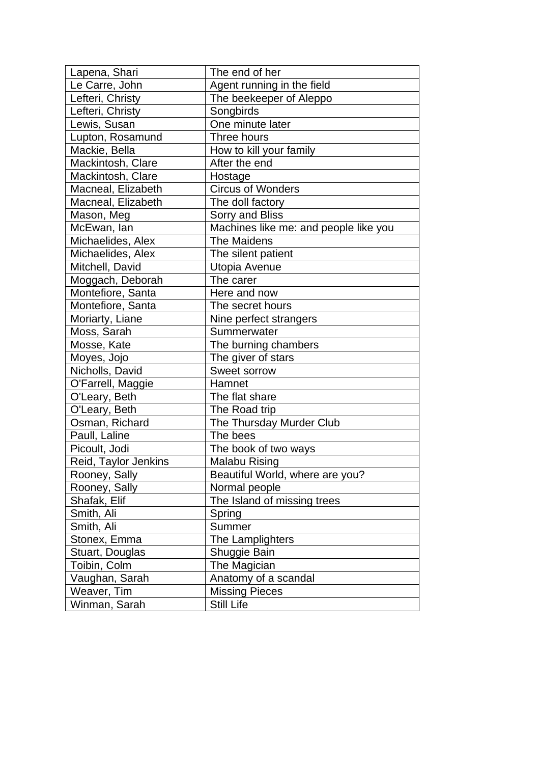| | |
|---|---|
| Lapena, Shari | The end of her |
| Le Carre, John | Agent running in the field |
| Lefteri, Christy | The beekeeper of Aleppo |
| Lefteri, Christy | Songbirds |
| Lewis, Susan | One minute later |
| Lupton, Rosamund | Three hours |
| Mackie, Bella | How to kill your family |
| Mackintosh, Clare | After the end |
| Mackintosh, Clare | Hostage |
| Macneal, Elizabeth | Circus of Wonders |
| Macneal, Elizabeth | The doll factory |
| Mason, Meg | Sorry and Bliss |
| McEwan, Ian | Machines like me: and people like you |
| Michaelides, Alex | The Maidens |
| Michaelides, Alex | The silent patient |
| Mitchell, David | Utopia Avenue |
| Moggach, Deborah | The carer |
| Montefiore, Santa | Here and now |
| Montefiore, Santa | The secret hours |
| Moriarty, Liane | Nine perfect strangers |
| Moss, Sarah | Summerwater |
| Mosse, Kate | The burning chambers |
| Moyes, Jojo | The giver of stars |
| Nicholls, David | Sweet sorrow |
| O'Farrell, Maggie | Hamnet |
| O'Leary, Beth | The flat share |
| O'Leary, Beth | The Road trip |
| Osman, Richard | The Thursday Murder Club |
| Paull, Laline | The bees |
| Picoult, Jodi | The book of two ways |
| Reid, Taylor Jenkins | Malabu Rising |
| Rooney, Sally | Beautiful World, where are you? |
| Rooney, Sally | Normal people |
| Shafak, Elif | The Island of missing trees |
| Smith, Ali | Spring |
| Smith, Ali | Summer |
| Stonex, Emma | The Lamplighters |
| Stuart, Douglas | Shuggie Bain |
| Toibin, Colm | The Magician |
| Vaughan, Sarah | Anatomy of a scandal |
| Weaver, Tim | Missing Pieces |
| Winman, Sarah | Still Life |